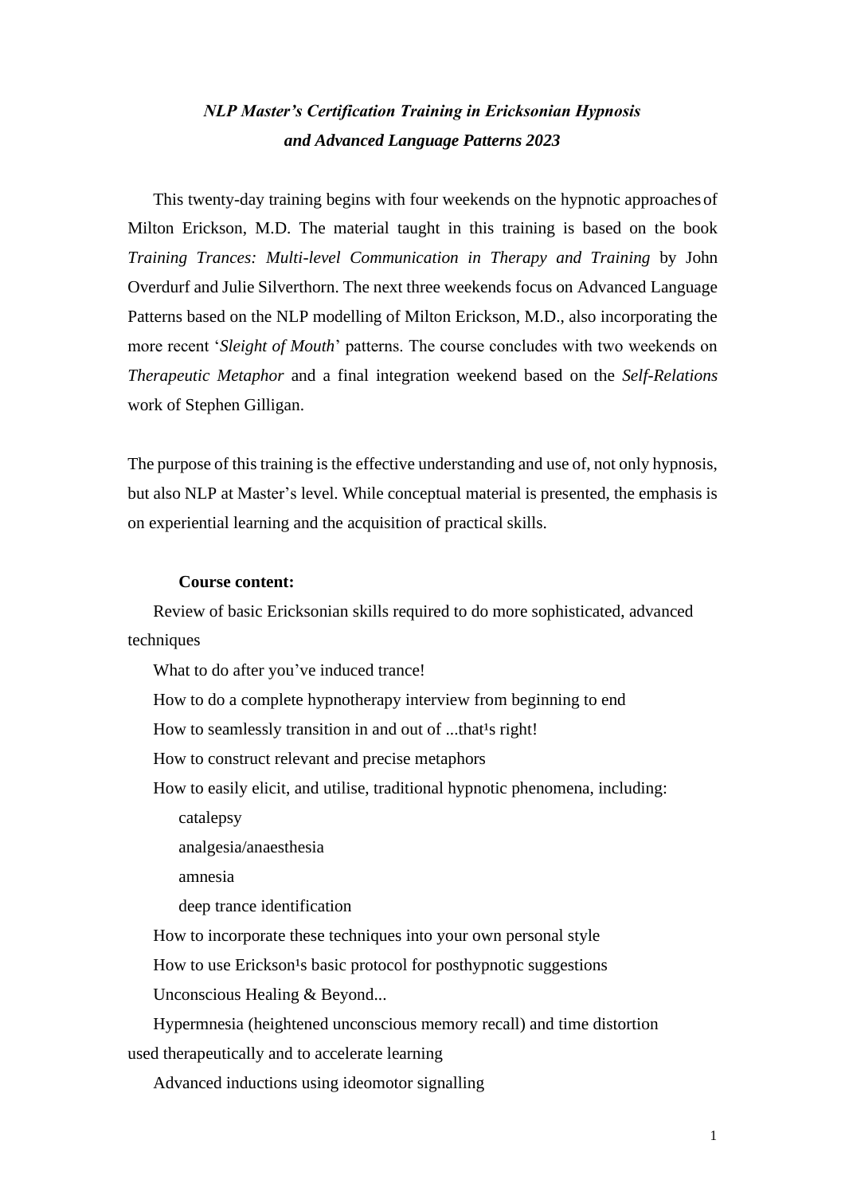# *NLP Master's Certification Training in Ericksonian Hypnosis and Advanced Language Patterns 2023*

This twenty-day training begins with four weekends on the hypnotic approaches of Milton Erickson, M.D. The material taught in this training is based on the book *Training Trances: Multi-level Communication in Therapy and Training* by John Overdurf and Julie Silverthorn. The next three weekends focus on Advanced Language Patterns based on the NLP modelling of Milton Erickson, M.D., also incorporating the more recent '*Sleight of Mouth*' patterns. The course concludes with two weekends on *Therapeutic Metaphor* and a final integration weekend based on the *Self-Relations* work of Stephen Gilligan.

The purpose of this training is the effective understanding and use of, not only hypnosis, but also NLP at Master's level. While conceptual material is presented, the emphasis is on experiential learning and the acquisition of practical skills.

**Course content:**

Review of basic Ericksonian skills required to do more sophisticated, advanced techniques

What to do after you've induced trance!

How to do a complete hypnotherapy interview from beginning to end

How to seamlessly transition in and out of ...that¹s right!

How to construct relevant and precise metaphors

How to easily elicit, and utilise, traditional hypnotic phenomena, including:

- catalepsy
- analgesia/anaesthesia
- amnesia
- deep trance identification

How to incorporate these techniques into your own personal style

How to use Erickson¹s basic protocol for posthypnotic suggestions

Unconscious Healing & Beyond...

Hypermnesia (heightened unconscious memory recall) and time distortion used therapeutically and to accelerate learning

Advanced inductions using ideomotor signalling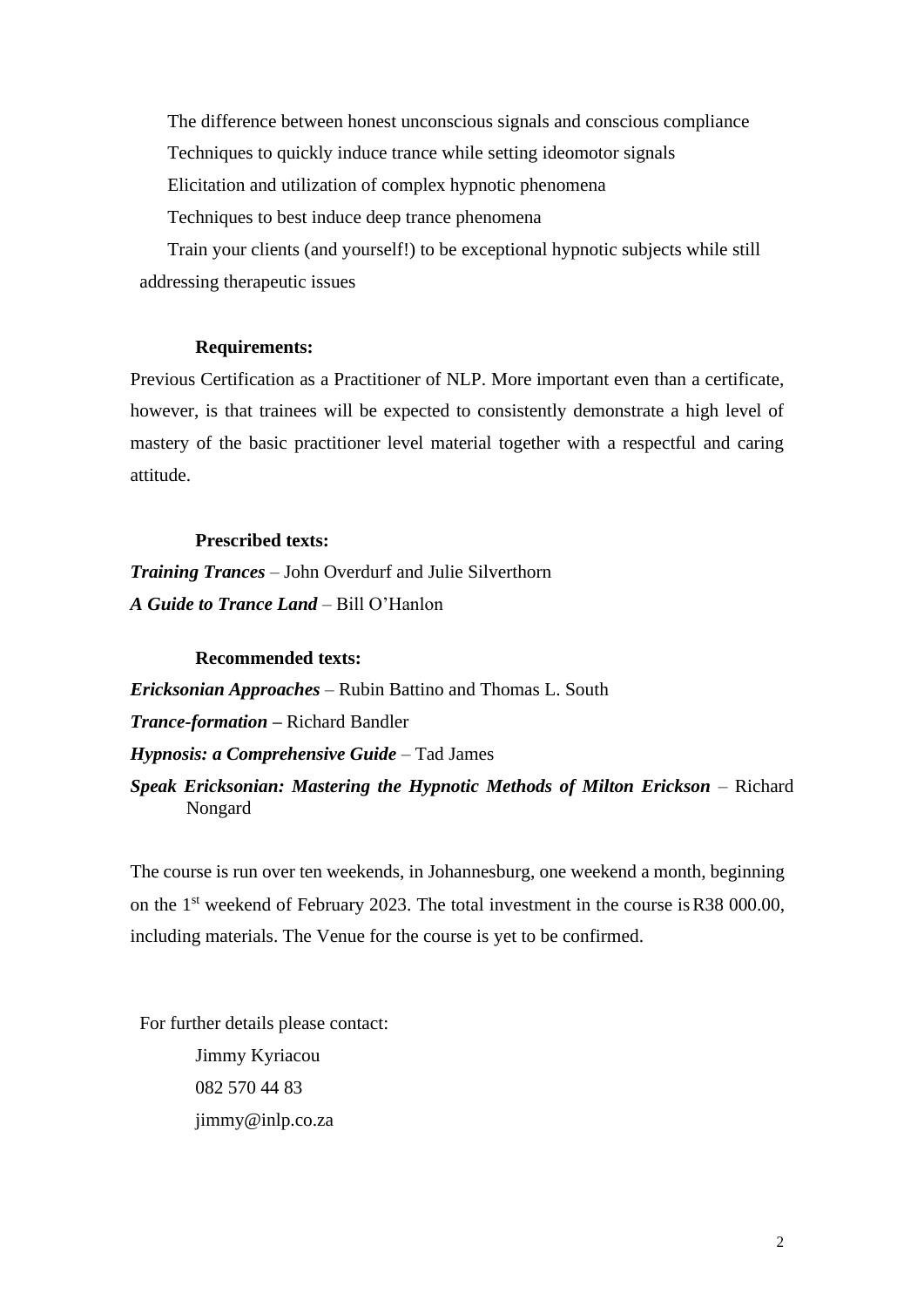The difference between honest unconscious signals and conscious compliance

Techniques to quickly induce trance while setting ideomotor signals

Elicitation and utilization of complex hypnotic phenomena

Techniques to best induce deep trance phenomena

Train your clients (and yourself!) to be exceptional hypnotic subjects while still addressing therapeutic issues

**Requirements:**

Previous Certification as a Practitioner of NLP. More important even than a certificate, however, is that trainees will be expected to consistently demonstrate a high level of mastery of the basic practitioner level material together with a respectful and caring attitude.

**Prescribed texts:**

***Training Trances*** – John Overdurf and Julie Silverthorn

***A Guide to Trance Land*** – Bill O'Hanlon

**Recommended texts:**

***Ericksonian Approaches*** – Rubin Battino and Thomas L. South

***Trance-formation*** **–** Richard Bandler

***Hypnosis: a Comprehensive Guide*** – Tad James

***Speak Ericksonian: Mastering the Hypnotic Methods of Milton Erickson*** – Richard Nongard

The course is run over ten weekends, in Johannesburg, one weekend a month, beginning on the 1st weekend of February 2023. The total investment in the course is R38 000.00, including materials. The Venue for the course is yet to be confirmed.

For further details please contact:

Jimmy Kyriacou

082 570 44 83

jimmy@inlp.co.za